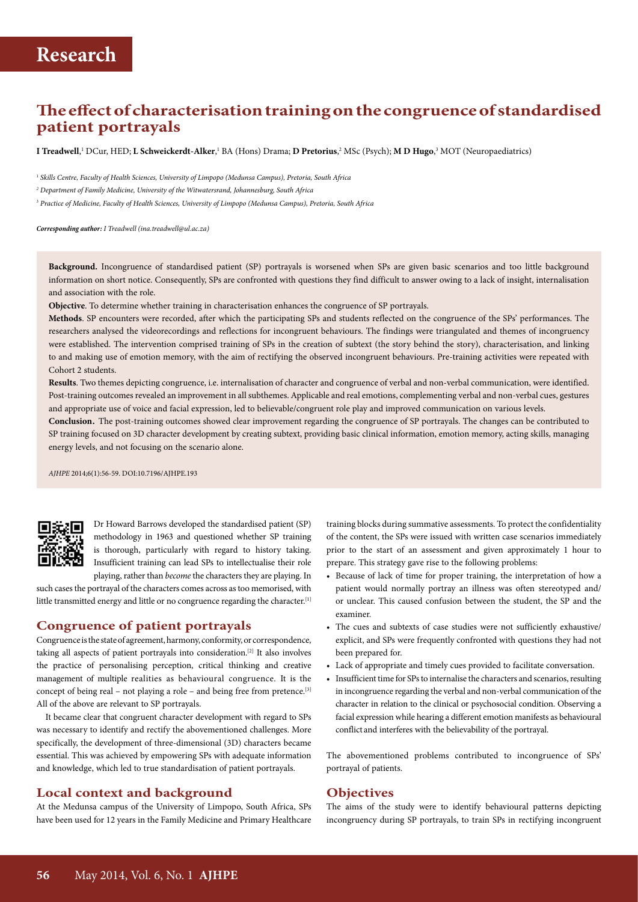# Research

## The effect of characterisation training on the congruence of standardised patient portrayals

**I Treadwell**,[1] DCur, HED; **L Schweickerdt-Alker**,[1] BA (Hons) Drama; **D Pretorius**,[2] MSc (Psych); **M D Hugo**,[3] MOT (Neuropaediatrics)

[1] *Skills Centre, Faculty of Health Sciences, University of Limpopo (Medunsa Campus), Pretoria, South Africa*

[2] *Department of Family Medicine, University of the Witwatersrand, Johannesburg, South Africa*

[3] *Practice of Medicine, Faculty of Health Sciences, University of Limpopo (Medunsa Campus), Pretoria, South Africa*

***Corresponding author:** I Treadwell (ina.treadwell@ul.ac.za)*

**Background.** Incongruence of standardised patient (SP) portrayals is worsened when SPs are given basic scenarios and too little background information on short notice. Consequently, SPs are confronted with questions they find difficult to answer owing to a lack of insight, internalisation and association with the role.

**Objective**. To determine whether training in characterisation enhances the congruence of SP portrayals.

**Methods**. SP encounters were recorded, after which the participating SPs and students reflected on the congruence of the SPs' performances. The researchers analysed the videorecordings and reflections for incongruent behaviours. The findings were triangulated and themes of incongruency were established. The intervention comprised training of SPs in the creation of subtext (the story behind the story), characterisation, and linking to and making use of emotion memory, with the aim of rectifying the observed incongruent behaviours. Pre-training activities were repeated with Cohort 2 students.

**Results**. Two themes depicting congruence, i.e. internalisation of character and congruence of verbal and non-verbal communication, were identified. Post-training outcomes revealed an improvement in all subthemes. Applicable and real emotions, complementing verbal and non-verbal cues, gestures and appropriate use of voice and facial expression, led to believable/congruent role play and improved communication on various levels.

**Conclusion.** The post-training outcomes showed clear improvement regarding the congruence of SP portrayals. The changes can be contributed to SP training focused on 3D character development by creating subtext, providing basic clinical information, emotion memory, acting skills, managing energy levels, and not focusing on the scenario alone.

*AJHPE* 2014;6(1):56-59. DOI:10.7196/AJHPE.193

Dr Howard Barrows developed the standardised patient (SP) methodology in 1963 and questioned whether SP training is thorough, particularly with regard to history taking. Insufficient training can lead SPs to intellectualise their role playing, rather than *become* the characters they are playing. In such cases the portrayal of the characters comes across as too memorised, with little transmitted energy and little or no congruence regarding the character.[1]

### Congruence of patient portrayals

Congruence is the state of agreement, harmony, conformity, or correspondence, taking all aspects of patient portrayals into consideration.[2] It also involves the practice of personalising perception, critical thinking and creative management of multiple realities as behavioural congruence. It is the concept of being real – not playing a role – and being free from pretence.[3] All of the above are relevant to SP portrayals.

It became clear that congruent character development with regard to SPs was necessary to identify and rectify the abovementioned challenges. More specifically, the development of three-dimensional (3D) characters became essential. This was achieved by empowering SPs with adequate information and knowledge, which led to true standardisation of patient portrayals.

### Local context and background

At the Medunsa campus of the University of Limpopo, South Africa, SPs have been used for 12 years in the Family Medicine and Primary Healthcare training blocks during summative assessments. To protect the confidentiality of the content, the SPs were issued with written case scenarios immediately prior to the start of an assessment and given approximately 1 hour to prepare. This strategy gave rise to the following problems:

- Because of lack of time for proper training, the interpretation of how a patient would normally portray an illness was often stereotyped and/or unclear. This caused confusion between the student, the SP and the examiner.
- The cues and subtexts of case studies were not sufficiently exhaustive/explicit, and SPs were frequently confronted with questions they had not been prepared for.
- Lack of appropriate and timely cues provided to facilitate conversation.
- Insufficient time for SPs to internalise the characters and scenarios, resulting in incongruence regarding the verbal and non-verbal communication of the character in relation to the clinical or psychosocial condition. Observing a facial expression while hearing a different emotion manifests as behavioural conflict and interferes with the believability of the portrayal.

The abovementioned problems contributed to incongruence of SPs' portrayal of patients.

### Objectives

The aims of the study were to identify behavioural patterns depicting incongruency during SP portrayals, to train SPs in rectifying incongruent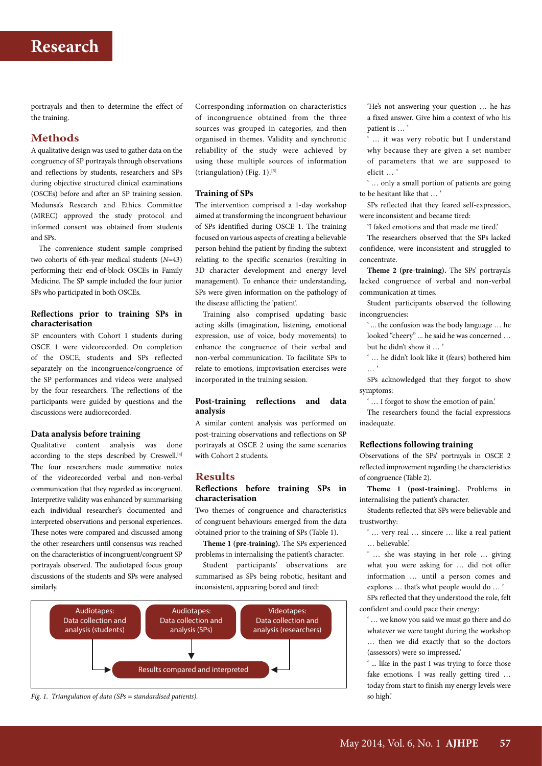portrayals and then to determine the effect of the training.

## Methods

A qualitative design was used to gather data on the congruency of SP portrayals through observations and reflections by students, researchers and SPs during objective structured clinical examinations (OSCEs) before and after an SP training session. Medunsa's Research and Ethics Committee (MREC) approved the study protocol and informed consent was obtained from students and SPs.

The convenience student sample comprised two cohorts of 6th-year medical students ($N$=43) performing their end-of-block OSCEs in Family Medicine. The SP sample included the four junior SPs who participated in both OSCEs.

### Reflections prior to training SPs in characterisation

SP encounters with Cohort 1 students during OSCE 1 were videorecorded. On completion of the OSCE, students and SPs reflected separately on the incongruence/congruence of the SP performances and videos were analysed by the four researchers. The reflections of the participants were guided by questions and the discussions were audiorecorded.

### Data analysis before training

Qualitative content analysis was done according to the steps described by Creswell.[4] The four researchers made summative notes of the videorecorded verbal and non-verbal communication that they regarded as incongruent. Interpretive validity was enhanced by summarising each individual researcher's documented and interpreted observations and personal experiences. These notes were compared and discussed among the other researchers until consensus was reached on the characteristics of incongruent/congruent SP portrayals observed. The audiotaped focus group discussions of the students and SPs were analysed similarly.

Corresponding information on characteristics of incongruence obtained from the three sources was grouped in categories, and then organised in themes. Validity and synchronic reliability of the study were achieved by using these multiple sources of information (triangulation) (Fig. 1).[5]

Audiotapes: Data collection and analysis (students) | Audiotapes: Data collection and analysis (SPs) | Videotapes: Data collection and analysis (researchers) → Results compared and interpreted

*Fig. 1. Triangulation of data (SPs = standardised patients).*

### Training of SPs

The intervention comprised a 1-day workshop aimed at transforming the incongruent behaviour of SPs identified during OSCE 1. The training focused on various aspects of creating a believable person behind the patient by finding the subtext relating to the specific scenarios (resulting in 3D character development and energy level management). To enhance their understanding, SPs were given information on the pathology of the disease afflicting the 'patient'.

Training also comprised updating basic acting skills (imagination, listening, emotional expression, use of voice, body movements) to enhance the congruence of their verbal and non-verbal communication. To facilitate SPs to relate to emotions, improvisation exercises were incorporated in the training session.

### Post-training reflections and data analysis

A similar content analysis was performed on post-training observations and reflections on SP portrayals at OSCE 2 using the same scenarios with Cohort 2 students.

## Results

### Reflections before training SPs in characterisation

Two themes of congruence and characteristics of congruent behaviours emerged from the data obtained prior to the training of SPs (Table 1).

**Theme 1 (pre-training).** The SPs experienced problems in internalising the patient's character.

Student participants' observations are summarised as SPs being robotic, hesitant and inconsistent, appearing bored and tired:

'He's not answering your question … he has a fixed answer. Give him a context of who his patient is … '

' … it was very robotic but I understand why because they are given a set number of parameters that we are supposed to elicit … '

' … only a small portion of patients are going to be hesitant like that … '

SPs reflected that they feared self-expression, were inconsistent and became tired:

'I faked emotions and that made me tired.'

The researchers observed that the SPs lacked confidence, were inconsistent and struggled to concentrate.

**Theme 2 (pre-training).** The SPs' portrayals lacked congruence of verbal and non-verbal communication at times.

Student participants observed the following incongruencies:

' ... the confusion was the body language … he looked "cheery" ... he said he was concerned … but he didn't show it … '

' … he didn't look like it (fears) bothered him … '

SPs acknowledged that they forgot to show symptoms:

' … I forgot to show the emotion of pain.'

The researchers found the facial expressions inadequate.

### Reflections following training

Observations of the SPs' portrayals in OSCE 2 reflected improvement regarding the characteristics of congruence (Table 2).

**Theme 1 (post-training).** Problems in internalising the patient's character.

Students reflected that SPs were believable and trustworthy:

' … very real … sincere … like a real patient … believable.'

' … she was staying in her role … giving what you were asking for … did not offer information … until a person comes and explores … that's what people would do … '

SPs reflected that they understood the role, felt confident and could pace their energy:

' … we know you said we must go there and do whatever we were taught during the workshop … then we did exactly that so the doctors (assessors) were so impressed.'

' ... like in the past I was trying to force those fake emotions. I was really getting tired … today from start to finish my energy levels were so high.'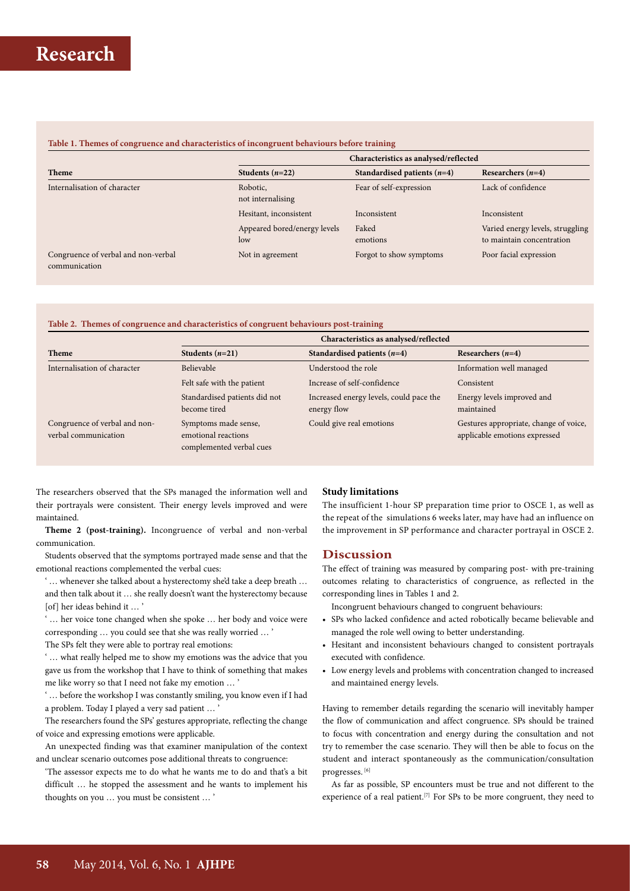**Table 1. Themes of congruence and characteristics of incongruent behaviours before training**

| Theme | Characteristics as analysed/reflected | | |
|---|---|---|---|
| | Students (*n*=22) | Standardised patients (*n*=4) | Researchers (*n*=4) |
| Internalisation of character | Robotic, not internalising | Fear of self-expression | Lack of confidence |
| | Hesitant, inconsistent | Inconsistent | Inconsistent |
| | Appeared bored/energy levels low | Faked emotions | Varied energy levels, struggling to maintain concentration |
| Congruence of verbal and non-verbal communication | Not in agreement | Forgot to show symptoms | Poor facial expression |

**Table 2. Themes of congruence and characteristics of congruent behaviours post-training**

| Theme | Characteristics as analysed/reflected | | |
|---|---|---|---|
| | Students (*n*=21) | Standardised patients (*n*=4) | Researchers (*n*=4) |
| Internalisation of character | Believable | Understood the role | Information well managed |
| | Felt safe with the patient | Increase of self-confidence | Consistent |
| | Standardised patients did not become tired | Increased energy levels, could pace the energy flow | Energy levels improved and maintained |
| Congruence of verbal and non-verbal communication | Symptoms made sense, emotional reactions complemented verbal cues | Could give real emotions | Gestures appropriate, change of voice, applicable emotions expressed |

The researchers observed that the SPs managed the information well and their portrayals were consistent. Their energy levels improved and were maintained.

**Theme 2 (post-training).** Incongruence of verbal and non-verbal communication.

Students observed that the symptoms portrayed made sense and that the emotional reactions complemented the verbal cues:

'… whenever she talked about a hysterectomy she'd take a deep breath … and then talk about it … she really doesn't want the hysterectomy because [of] her ideas behind it … '

'… her voice tone changed when she spoke … her body and voice were corresponding … you could see that she was really worried … '

The SPs felt they were able to portray real emotions:

'… what really helped me to show my emotions was the advice that you gave us from the workshop that I have to think of something that makes me like worry so that I need not fake my emotion … '

'… before the workshop I was constantly smiling, you know even if I had a problem. Today I played a very sad patient … '

The researchers found the SPs' gestures appropriate, reflecting the change of voice and expressing emotions were applicable.

An unexpected finding was that examiner manipulation of the context and unclear scenario outcomes pose additional threats to congruence:

'The assessor expects me to do what he wants me to do and that's a bit difficult … he stopped the assessment and he wants to implement his thoughts on you … you must be consistent … '

### Study limitations

The insufficient 1-hour SP preparation time prior to OSCE 1, as well as the repeat of the simulations 6 weeks later, may have had an influence on the improvement in SP performance and character portrayal in OSCE 2.

## Discussion

The effect of training was measured by comparing post- with pre-training outcomes relating to characteristics of congruence, as reflected in the corresponding lines in Tables 1 and 2.

Incongruent behaviours changed to congruent behaviours:

- SPs who lacked confidence and acted robotically became believable and managed the role well owing to better understanding.
- Hesitant and inconsistent behaviours changed to consistent portrayals executed with confidence.
- Low energy levels and problems with concentration changed to increased and maintained energy levels.

Having to remember details regarding the scenario will inevitably hamper the flow of communication and affect congruence. SPs should be trained to focus with concentration and energy during the consultation and not try to remember the case scenario. They will then be able to focus on the student and interact spontaneously as the communication/consultation progresses.[6]

As far as possible, SP encounters must be true and not different to the experience of a real patient.[7] For SPs to be more congruent, they need to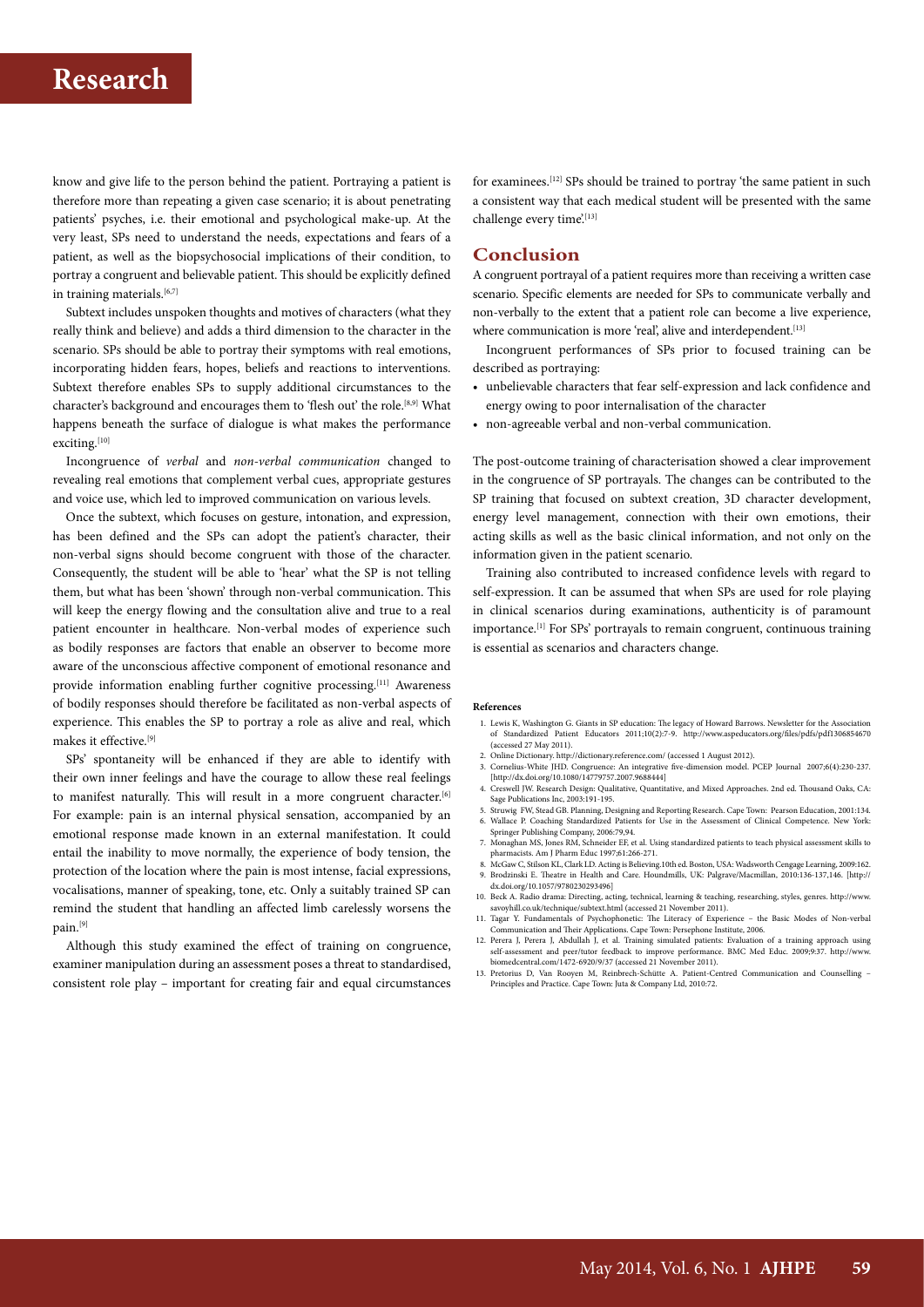know and give life to the person behind the patient. Portraying a patient is therefore more than repeating a given case scenario; it is about penetrating patients' psyches, i.e. their emotional and psychological make-up. At the very least, SPs need to understand the needs, expectations and fears of a patient, as well as the biopsychosocial implications of their condition, to portray a congruent and believable patient. This should be explicitly defined in training materials.[6,7]

Subtext includes unspoken thoughts and motives of characters (what they really think and believe) and adds a third dimension to the character in the scenario. SPs should be able to portray their symptoms with real emotions, incorporating hidden fears, hopes, beliefs and reactions to interventions. Subtext therefore enables SPs to supply additional circumstances to the character's background and encourages them to 'flesh out' the role.[8,9] What happens beneath the surface of dialogue is what makes the performance exciting.[10]

Incongruence of *verbal* and *non-verbal communication* changed to revealing real emotions that complement verbal cues, appropriate gestures and voice use, which led to improved communication on various levels.

Once the subtext, which focuses on gesture, intonation, and expression, has been defined and the SPs can adopt the patient's character, their non-verbal signs should become congruent with those of the character. Consequently, the student will be able to 'hear' what the SP is not telling them, but what has been 'shown' through non-verbal communication. This will keep the energy flowing and the consultation alive and true to a real patient encounter in healthcare. Non-verbal modes of experience such as bodily responses are factors that enable an observer to become more aware of the unconscious affective component of emotional resonance and provide information enabling further cognitive processing.[11] Awareness of bodily responses should therefore be facilitated as non-verbal aspects of experience. This enables the SP to portray a role as alive and real, which makes it effective.[9]

SPs' spontaneity will be enhanced if they are able to identify with their own inner feelings and have the courage to allow these real feelings to manifest naturally. This will result in a more congruent character.[6] For example: pain is an internal physical sensation, accompanied by an emotional response made known in an external manifestation. It could entail the inability to move normally, the experience of body tension, the protection of the location where the pain is most intense, facial expressions, vocalisations, manner of speaking, tone, etc. Only a suitably trained SP can remind the student that handling an affected limb carelessly worsens the pain.[9]

Although this study examined the effect of training on congruence, examiner manipulation during an assessment poses a threat to standardised, consistent role play – important for creating fair and equal circumstances for examinees.[12] SPs should be trained to portray 'the same patient in such a consistent way that each medical student will be presented with the same challenge every time'.[13]

## Conclusion

A congruent portrayal of a patient requires more than receiving a written case scenario. Specific elements are needed for SPs to communicate verbally and non-verbally to the extent that a patient role can become a live experience, where communication is more 'real', alive and interdependent.[13]

Incongruent performances of SPs prior to focused training can be described as portraying:

- unbelievable characters that fear self-expression and lack confidence and energy owing to poor internalisation of the character
- non-agreeable verbal and non-verbal communication.

The post-outcome training of characterisation showed a clear improvement in the congruence of SP portrayals. The changes can be contributed to the SP training that focused on subtext creation, 3D character development, energy level management, connection with their own emotions, their acting skills as well as the basic clinical information, and not only on the information given in the patient scenario.

Training also contributed to increased confidence levels with regard to self-expression. It can be assumed that when SPs are used for role playing in clinical scenarios during examinations, authenticity is of paramount importance.[1] For SPs' portrayals to remain congruent, continuous training is essential as scenarios and characters change.

#### References

1. Lewis K, Washington G. Giants in SP education: The legacy of Howard Barrows. Newsletter for the Association of Standardized Patient Educators 2011;10(2):7-9. http://www.aspeducators.org/files/pdfs/pdf1306854670 (accessed 27 May 2011).
2. Online Dictionary. http://dictionary.reference.com/ (accessed 1 August 2012).
3. Cornelius-White JHD. Congruence: An integrative five-dimension model. PCEP Journal 2007;6(4):230-237. [http://dx.doi.org/10.1080/14779757.2007.9688444]
4. Creswell JW. Research Design: Qualitative, Quantitative, and Mixed Approaches. 2nd ed. Thousand Oaks, CA: Sage Publications Inc, 2003:191-195.
5. Struwig FW, Stead GB. Planning, Designing and Reporting Research. Cape Town: Pearson Education, 2001:134.
6. Wallace P. Coaching Standardized Patients for Use in the Assessment of Clinical Competence. New York: Springer Publishing Company, 2006:79,94.
7. Monaghan MS, Jones RM, Schneider EF, et al. Using standardized patients to teach physical assessment skills to pharmacists. Am J Pharm Educ 1997;61:266-271.
8. McGaw C, Stilson KL, Clark LD. Acting is Believing.10th ed. Boston, USA: Wadsworth Cengage Learning, 2009:162.
9. Brodzinski E. Theatre in Health and Care. Houndmills, UK: Palgrave/Macmillan, 2010:136-137,146. [http://dx.doi.org/10.1057/9780230293496]
10. Beck A. Radio drama: Directing, acting, technical, learning & teaching, researching, styles, genres. http://www.savoyhill.co.uk/technique/subtext.html (accessed 21 November 2011).
11. Tagar Y. Fundamentals of Psychophonetic: The Literacy of Experience – the Basic Modes of Non-verbal Communication and Their Applications. Cape Town: Persephone Institute, 2006.
12. Perera J, Perera J, Abdullah J, et al. Training simulated patients: Evaluation of a training approach using self-assessment and peer/tutor feedback to improve performance. BMC Med Educ. 2009;9:37. http://www.biomedcentral.com/1472-6920/9/37 (accessed 21 November 2011).
13. Pretorius D, Van Rooyen M, Reinbrech-Schütte A. Patient-Centred Communication and Counselling – Principles and Practice. Cape Town: Juta & Company Ltd, 2010:72.